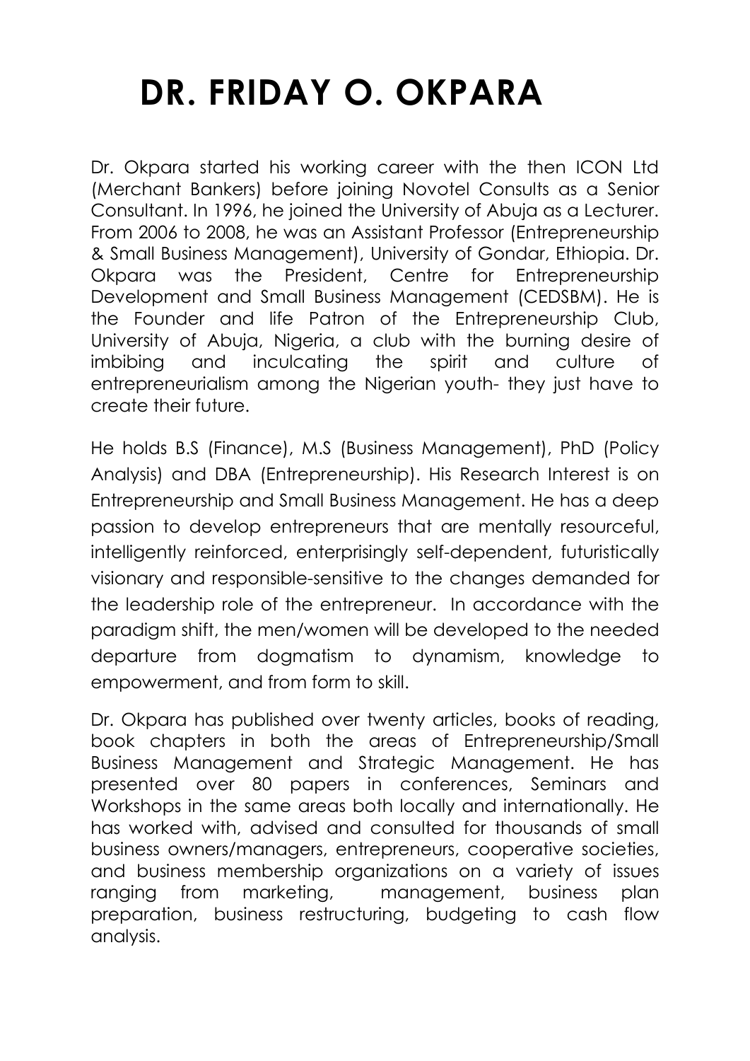# DR. FRIDAY O. OKPARA

Dr. Okpara started his working career with the then ICON Ltd (Merchant Bankers) before joining Novotel Consults as a Senior Consultant. In 1996, he joined the University of Abuja as a Lecturer. From 2006 to 2008, he was an Assistant Professor (Entrepreneurship & Small Business Management), University of Gondar, Ethiopia. Dr. Okpara was the President, Centre for Entrepreneurship Development and Small Business Management (CEDSBM). He is the Founder and life Patron of the Entrepreneurship Club, University of Abuja, Nigeria, a club with the burning desire of imbibing and inculcating the spirit and culture of entrepreneurialism among the Nigerian youth- they just have to create their future.

He holds B.S (Finance), M.S (Business Management), PhD (Policy Analysis) and DBA (Entrepreneurship). His Research Interest is on Entrepreneurship and Small Business Management. He has a deep passion to develop entrepreneurs that are mentally resourceful, intelligently reinforced, enterprisingly self-dependent, futuristically visionary and responsible-sensitive to the changes demanded for the leadership role of the entrepreneur. In accordance with the paradigm shift, the men/women will be developed to the needed departure from dogmatism to dynamism, knowledge to empowerment, and from form to skill.

Dr. Okpara has published over twenty articles, books of reading, book chapters in both the areas of Entrepreneurship/Small Business Management and Strategic Management. He has presented over 80 papers in conferences, Seminars and Workshops in the same areas both locally and internationally. He has worked with, advised and consulted for thousands of small business owners/managers, entrepreneurs, cooperative societies, and business membership organizations on a variety of issues ranging from marketing, management, business plan preparation, business restructuring, budgeting to cash flow analysis.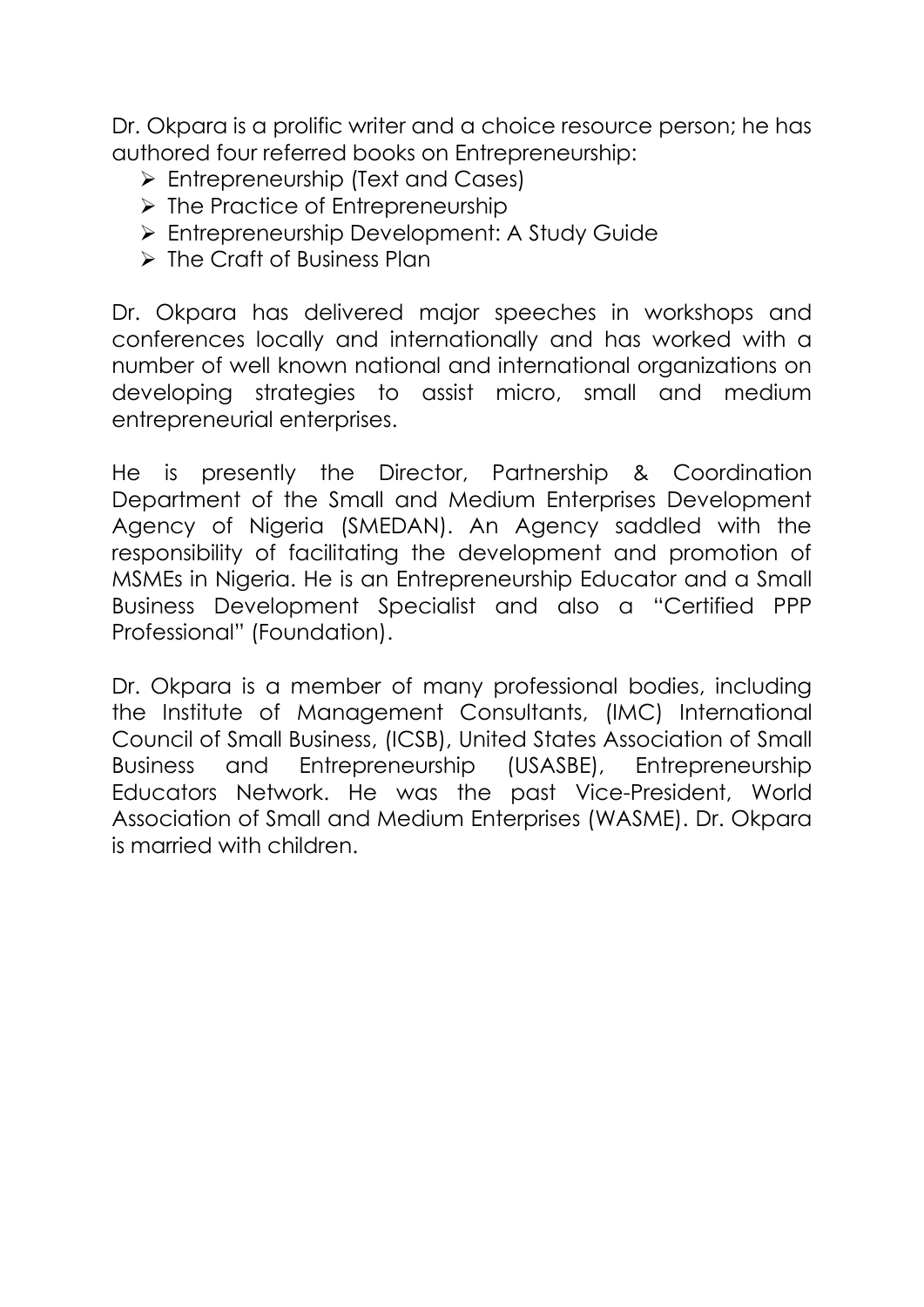Dr. Okpara is a prolific writer and a choice resource person; he has authored four referred books on Entrepreneurship:

- Entrepreneurship (Text and Cases)
- The Practice of Entrepreneurship
- Entrepreneurship Development: A Study Guide
- The Craft of Business Plan

Dr. Okpara has delivered major speeches in workshops and conferences locally and internationally and has worked with a number of well known national and international organizations on developing strategies to assist micro, small and medium entrepreneurial enterprises.

He is presently the Director, Partnership & Coordination Department of the Small and Medium Enterprises Development Agency of Nigeria (SMEDAN). An Agency saddled with the responsibility of facilitating the development and promotion of MSMEs in Nigeria. He is an Entrepreneurship Educator and a Small Business Development Specialist and also a "Certified PPP Professional" (Foundation).

Dr. Okpara is a member of many professional bodies, including the Institute of Management Consultants, (IMC) International Council of Small Business, (ICSB), United States Association of Small Business and Entrepreneurship (USASBE), Entrepreneurship Educators Network. He was the past Vice-President, World Association of Small and Medium Enterprises (WASME). Dr. Okpara is married with children.